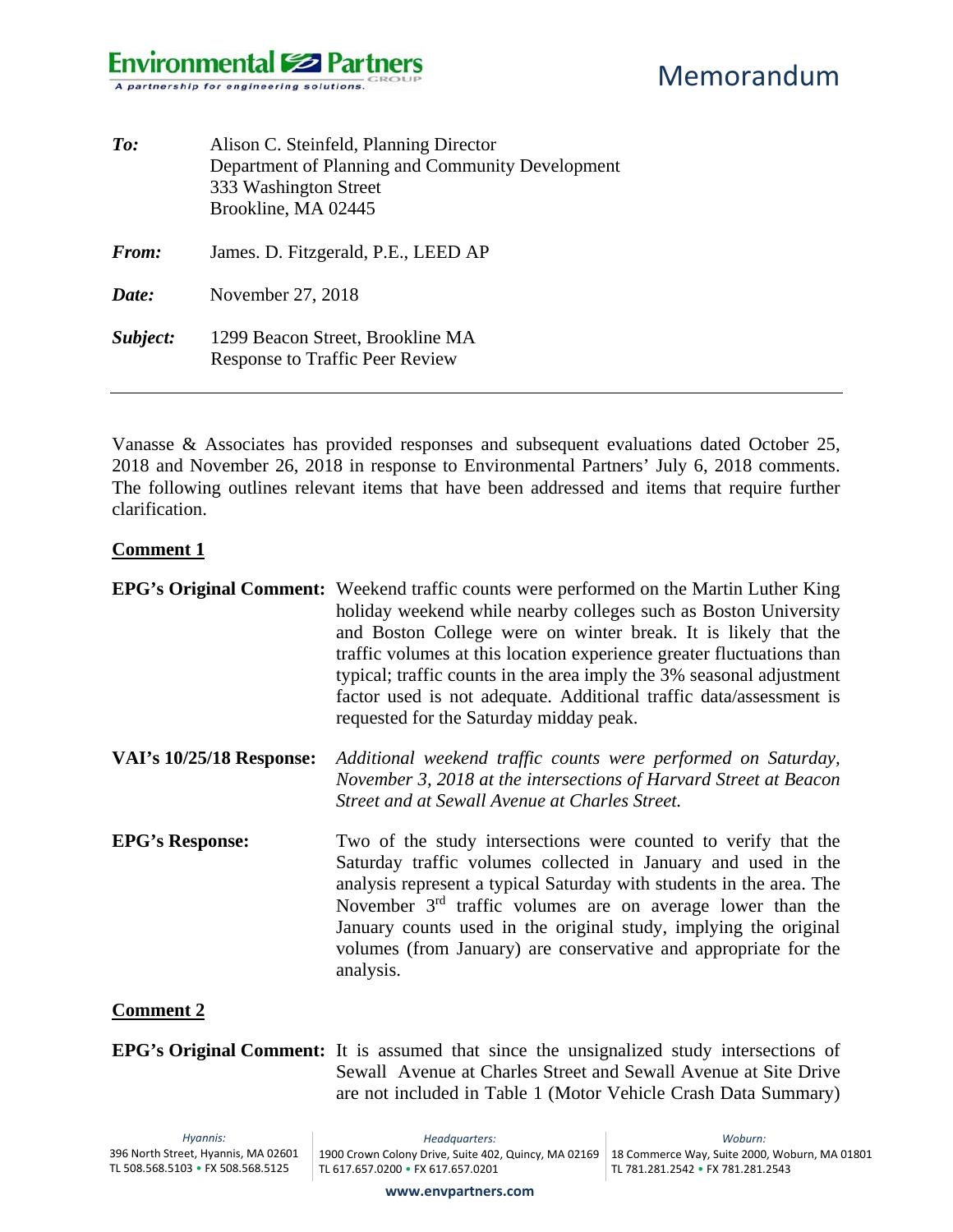Environmental Partners GROUP
A partnership for engineering solutions.

# Memorandum

***To:*** Alison C. Steinfeld, Planning Director
Department of Planning and Community Development
333 Washington Street
Brookline, MA 02445

***From:*** James. D. Fitzgerald, P.E., LEED AP

***Date:*** November 27, 2018

***Subject:*** 1299 Beacon Street, Brookline MA
Response to Traffic Peer Review

---

Vanasse & Associates has provided responses and subsequent evaluations dated October 25, 2018 and November 26, 2018 in response to Environmental Partners' July 6, 2018 comments. The following outlines relevant items that have been addressed and items that require further clarification.

## Comment 1

**EPG's Original Comment:** Weekend traffic counts were performed on the Martin Luther King holiday weekend while nearby colleges such as Boston University and Boston College were on winter break. It is likely that the traffic volumes at this location experience greater fluctuations than typical; traffic counts in the area imply the 3% seasonal adjustment factor used is not adequate. Additional traffic data/assessment is requested for the Saturday midday peak.

**VAI's 10/25/18 Response:** *Additional weekend traffic counts were performed on Saturday, November 3, 2018 at the intersections of Harvard Street at Beacon Street and at Sewall Avenue at Charles Street.*

**EPG's Response:** Two of the study intersections were counted to verify that the Saturday traffic volumes collected in January and used in the analysis represent a typical Saturday with students in the area. The November 3rd traffic volumes are on average lower than the January counts used in the original study, implying the original volumes (from January) are conservative and appropriate for the analysis.

## Comment 2

**EPG's Original Comment:** It is assumed that since the unsignalized study intersections of Sewall Avenue at Charles Street and Sewall Avenue at Site Drive are not included in Table 1 (Motor Vehicle Crash Data Summary)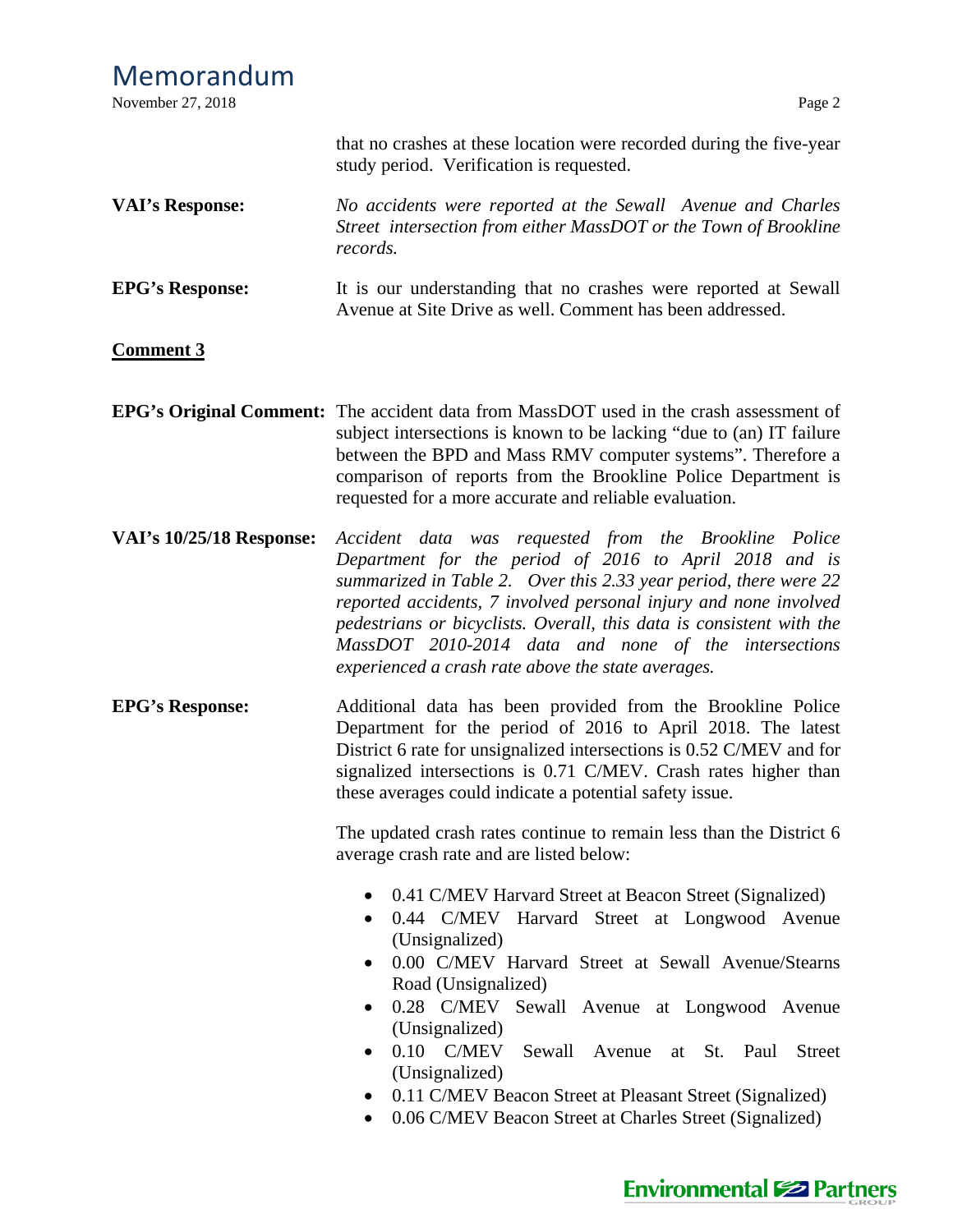that no crashes at these location were recorded during the five-year study period. Verification is requested.

**VAI's Response:** *No accidents were reported at the Sewall Avenue and Charles Street intersection from either MassDOT or the Town of Brookline records.*

**EPG's Response:** It is our understanding that no crashes were reported at Sewall Avenue at Site Drive as well. Comment has been addressed.

**Comment 3**

**EPG's Original Comment:** The accident data from MassDOT used in the crash assessment of subject intersections is known to be lacking "due to (an) IT failure between the BPD and Mass RMV computer systems". Therefore a comparison of reports from the Brookline Police Department is requested for a more accurate and reliable evaluation.

**VAI's 10/25/18 Response:** *Accident data was requested from the Brookline Police Department for the period of 2016 to April 2018 and is summarized in Table 2. Over this 2.33 year period, there were 22 reported accidents, 7 involved personal injury and none involved pedestrians or bicyclists. Overall, this data is consistent with the MassDOT 2010-2014 data and none of the intersections experienced a crash rate above the state averages.*

**EPG's Response:** Additional data has been provided from the Brookline Police Department for the period of 2016 to April 2018. The latest District 6 rate for unsignalized intersections is 0.52 C/MEV and for signalized intersections is 0.71 C/MEV. Crash rates higher than these averages could indicate a potential safety issue.

The updated crash rates continue to remain less than the District 6 average crash rate and are listed below:

- 0.41 C/MEV Harvard Street at Beacon Street (Signalized)
- 0.44 C/MEV Harvard Street at Longwood Avenue (Unsignalized)
- 0.00 C/MEV Harvard Street at Sewall Avenue/Stearns Road (Unsignalized)
- 0.28 C/MEV Sewall Avenue at Longwood Avenue (Unsignalized)
- 0.10 C/MEV Sewall Avenue at St. Paul Street (Unsignalized)
- 0.11 C/MEV Beacon Street at Pleasant Street (Signalized)
- 0.06 C/MEV Beacon Street at Charles Street (Signalized)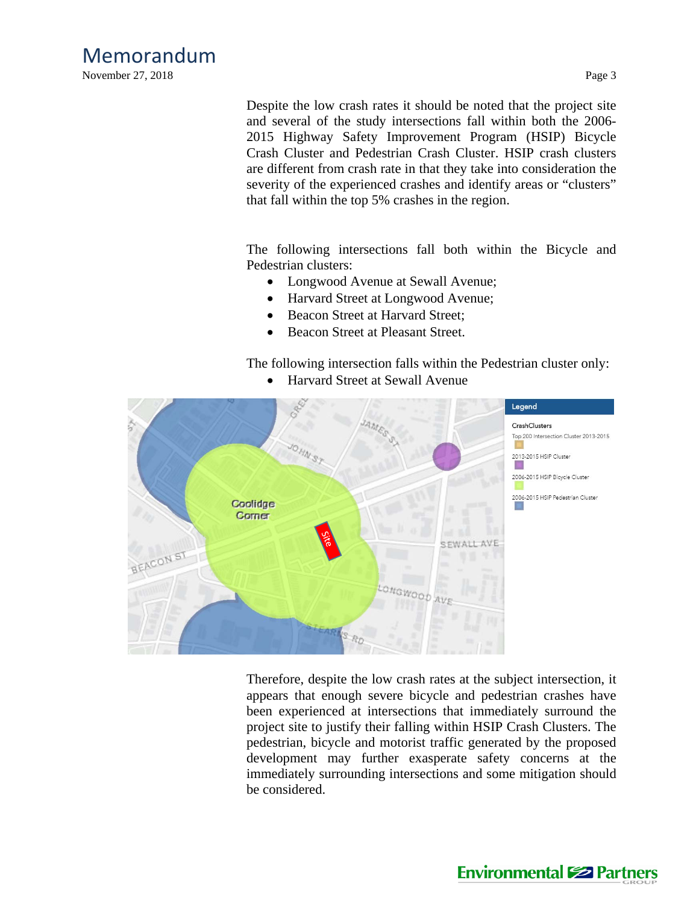Despite the low crash rates it should be noted that the project site and several of the study intersections fall within both the 2006-2015 Highway Safety Improvement Program (HSIP) Bicycle Crash Cluster and Pedestrian Crash Cluster. HSIP crash clusters are different from crash rate in that they take into consideration the severity of the experienced crashes and identify areas or "clusters" that fall within the top 5% crashes in the region.

The following intersections fall both within the Bicycle and Pedestrian clusters:

- Longwood Avenue at Sewall Avenue;
- Harvard Street at Longwood Avenue;
- Beacon Street at Harvard Street;
- Beacon Street at Pleasant Street.

The following intersection falls within the Pedestrian cluster only:

- Harvard Street at Sewall Avenue

Therefore, despite the low crash rates at the subject intersection, it appears that enough severe bicycle and pedestrian crashes have been experienced at intersections that immediately surround the project site to justify their falling within HSIP Crash Clusters. The pedestrian, bicycle and motorist traffic generated by the proposed development may further exasperate safety concerns at the immediately surrounding intersections and some mitigation should be considered.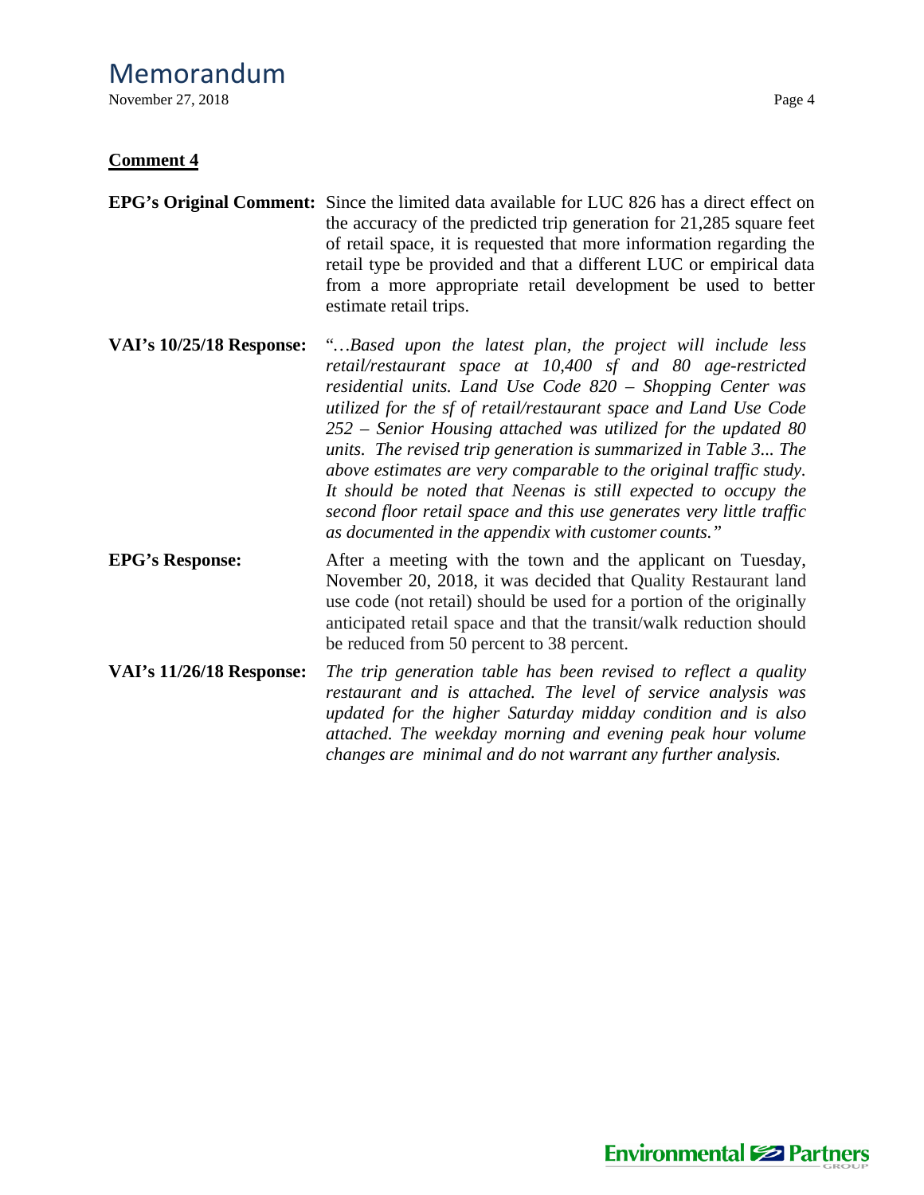**Comment 4**

**EPG's Original Comment:** Since the limited data available for LUC 826 has a direct effect on the accuracy of the predicted trip generation for 21,285 square feet of retail space, it is requested that more information regarding the retail type be provided and that a different LUC or empirical data from a more appropriate retail development be used to better estimate retail trips.

**VAI's 10/25/18 Response:** "*…Based upon the latest plan, the project will include less retail/restaurant space at 10,400 sf and 80 age-restricted residential units. Land Use Code 820 – Shopping Center was utilized for the sf of retail/restaurant space and Land Use Code 252 – Senior Housing attached was utilized for the updated 80 units. The revised trip generation is summarized in Table 3... The above estimates are very comparable to the original traffic study. It should be noted that Neenas is still expected to occupy the second floor retail space and this use generates very little traffic as documented in the appendix with customer counts.*"

**EPG's Response:** After a meeting with the town and the applicant on Tuesday, November 20, 2018, it was decided that Quality Restaurant land use code (not retail) should be used for a portion of the originally anticipated retail space and that the transit/walk reduction should be reduced from 50 percent to 38 percent.

**VAI's 11/26/18 Response:** *The trip generation table has been revised to reflect a quality restaurant and is attached. The level of service analysis was updated for the higher Saturday midday condition and is also attached. The weekday morning and evening peak hour volume changes are minimal and do not warrant any further analysis.*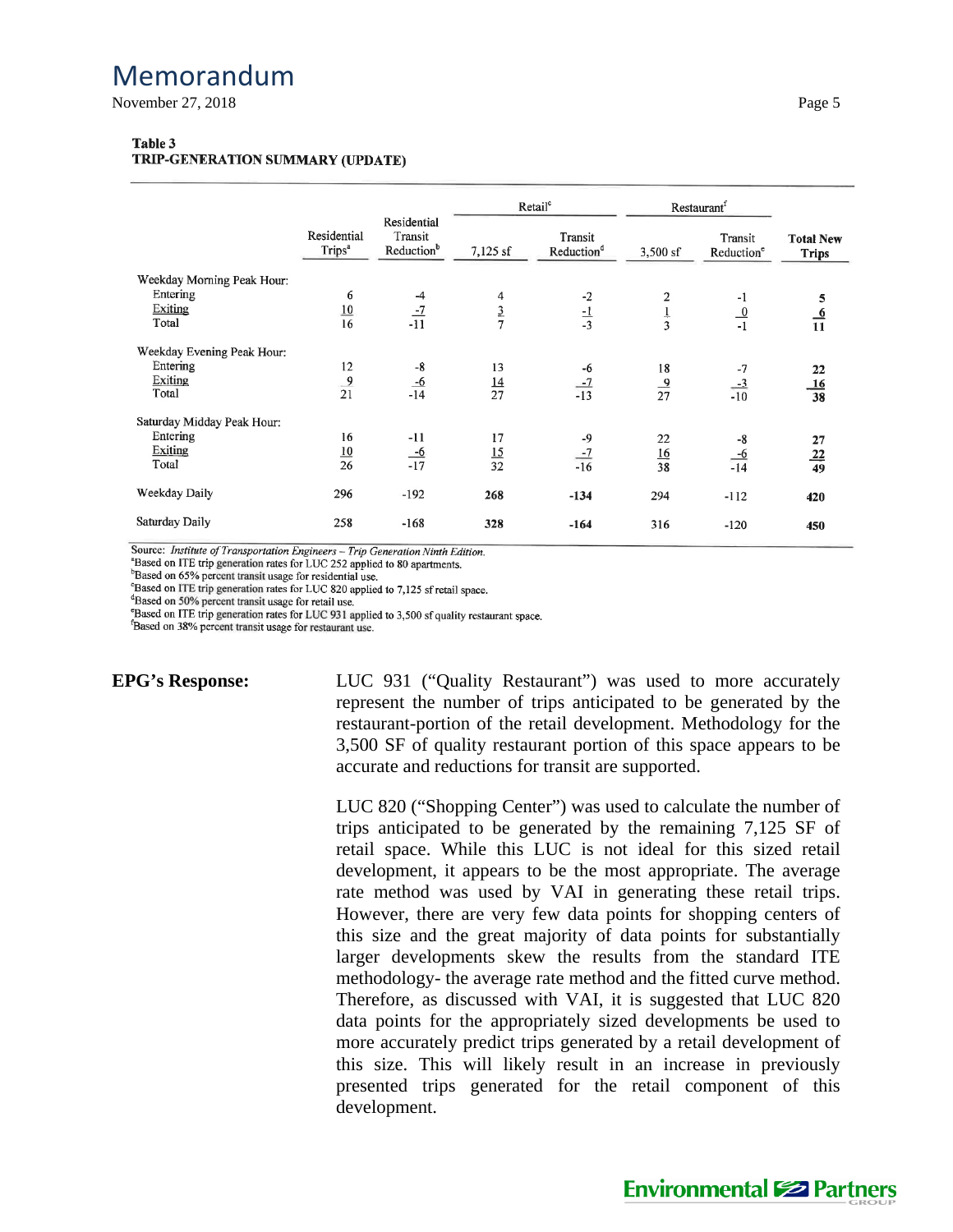**Table 3**
**TRIP-GENERATION SUMMARY (UPDATE)**

| | Residential Trips[a] | Residential Transit Reduction[b] | Retail[c] 7,125 sf | Retail[c] Transit Reduction[d] | Restaurant[f] 3,500 sf | Restaurant[f] Transit Reduction[e] | Total New Trips |
|---|---|---|---|---|---|---|---|
| Weekday Morning Peak Hour: | | | | | | | |
| Entering | 6 | -4 | 4 | -2 | 2 | -1 | 5 |
| Exiting | 10 | -7 | 3 | -1 | 1 | 0 | 6 |
| Total | 16 | -11 | 7 | -3 | 3 | -1 | 11 |
| Weekday Evening Peak Hour: | | | | | | | |
| Entering | 12 | -8 | 13 | -6 | 18 | -7 | 22 |
| Exiting | 9 | -6 | 14 | -7 | 9 | -3 | 16 |
| Total | 21 | -14 | 27 | -13 | 27 | -10 | 38 |
| Saturday Midday Peak Hour: | | | | | | | |
| Entering | 16 | -11 | 17 | -9 | 22 | -8 | 27 |
| Exiting | 10 | -6 | 15 | -7 | 16 | -6 | 22 |
| Total | 26 | -17 | 32 | -16 | 38 | -14 | 49 |
| Weekday Daily | 296 | -192 | 268 | -134 | 294 | -112 | 420 |
| Saturday Daily | 258 | -168 | 328 | -164 | 316 | -120 | 450 |

Source: *Institute of Transportation Engineers – Trip Generation Ninth Edition.*
[a]Based on ITE trip generation rates for LUC 252 applied to 80 apartments.
[b]Based on 65% percent transit usage for residential use.
[c]Based on ITE trip generation rates for LUC 820 applied to 7,125 sf retail space.
[d]Based on 50% percent transit usage for retail use.
[e]Based on ITE trip generation rates for LUC 931 applied to 3,500 sf quality restaurant space.
[f]Based on 38% percent transit usage for restaurant use.

**EPG's Response:**

LUC 931 ("Quality Restaurant") was used to more accurately represent the number of trips anticipated to be generated by the restaurant-portion of the retail development. Methodology for the 3,500 SF of quality restaurant portion of this space appears to be accurate and reductions for transit are supported.

LUC 820 ("Shopping Center") was used to calculate the number of trips anticipated to be generated by the remaining 7,125 SF of retail space. While this LUC is not ideal for this sized retail development, it appears to be the most appropriate. The average rate method was used by VAI in generating these retail trips. However, there are very few data points for shopping centers of this size and the great majority of data points for substantially larger developments skew the results from the standard ITE methodology- the average rate method and the fitted curve method. Therefore, as discussed with VAI, it is suggested that LUC 820 data points for the appropriately sized developments be used to more accurately predict trips generated by a retail development of this size. This will likely result in an increase in previously presented trips generated for the retail component of this development.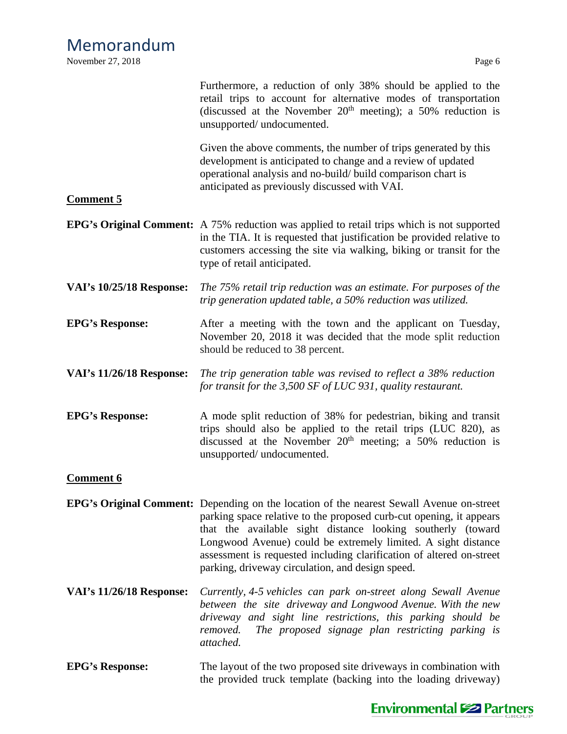Furthermore, a reduction of only 38% should be applied to the retail trips to account for alternative modes of transportation (discussed at the November 20th meeting); a 50% reduction is unsupported/ undocumented.

Given the above comments, the number of trips generated by this development is anticipated to change and a review of updated operational analysis and no-build/ build comparison chart is anticipated as previously discussed with VAI.

**Comment 5**

**EPG's Original Comment:** A 75% reduction was applied to retail trips which is not supported in the TIA. It is requested that justification be provided relative to customers accessing the site via walking, biking or transit for the type of retail anticipated.

**VAI's 10/25/18 Response:** *The 75% retail trip reduction was an estimate. For purposes of the trip generation updated table, a 50% reduction was utilized.*

**EPG's Response:** After a meeting with the town and the applicant on Tuesday, November 20, 2018 it was decided that the mode split reduction should be reduced to 38 percent.

**VAI's 11/26/18 Response:** *The trip generation table was revised to reflect a 38% reduction for transit for the 3,500 SF of LUC 931, quality restaurant.*

**EPG's Response:** A mode split reduction of 38% for pedestrian, biking and transit trips should also be applied to the retail trips (LUC 820), as discussed at the November 20th meeting; a 50% reduction is unsupported/ undocumented.

**Comment 6**

**EPG's Original Comment:** Depending on the location of the nearest Sewall Avenue on-street parking space relative to the proposed curb-cut opening, it appears that the available sight distance looking southerly (toward Longwood Avenue) could be extremely limited. A sight distance assessment is requested including clarification of altered on-street parking, driveway circulation, and design speed.

**VAI's 11/26/18 Response:** *Currently, 4-5 vehicles can park on-street along Sewall Avenue between the site driveway and Longwood Avenue. With the new driveway and sight line restrictions, this parking should be removed. The proposed signage plan restricting parking is attached.*

**EPG's Response:** The layout of the two proposed site driveways in combination with the provided truck template (backing into the loading driveway)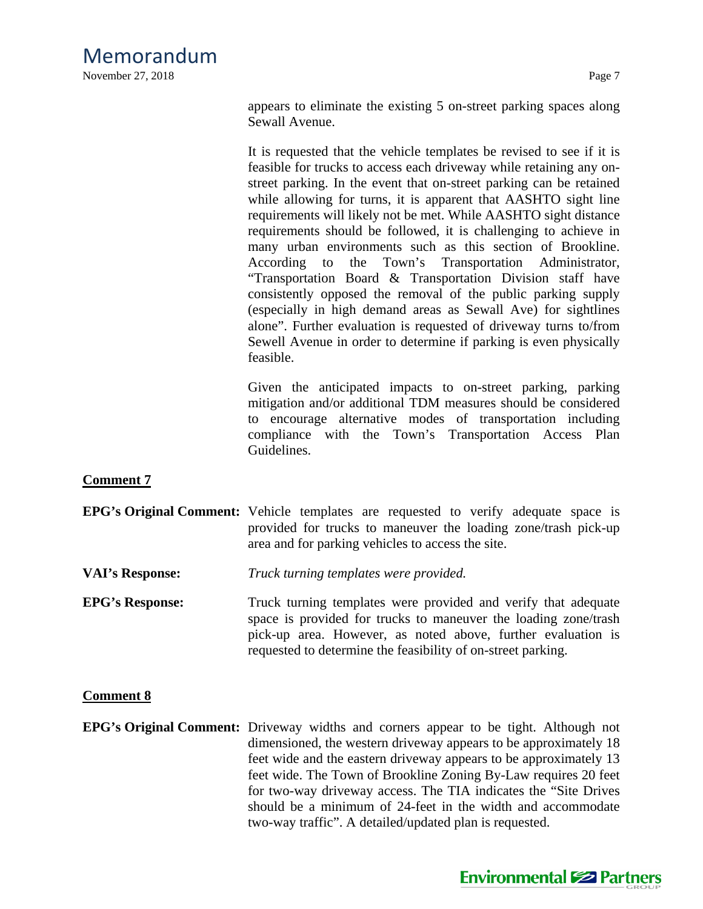appears to eliminate the existing 5 on-street parking spaces along Sewall Avenue.

It is requested that the vehicle templates be revised to see if it is feasible for trucks to access each driveway while retaining any on-street parking. In the event that on-street parking can be retained while allowing for turns, it is apparent that AASHTO sight line requirements will likely not be met. While AASHTO sight distance requirements should be followed, it is challenging to achieve in many urban environments such as this section of Brookline. According to the Town's Transportation Administrator, "Transportation Board & Transportation Division staff have consistently opposed the removal of the public parking supply (especially in high demand areas as Sewall Ave) for sightlines alone". Further evaluation is requested of driveway turns to/from Sewell Avenue in order to determine if parking is even physically feasible.

Given the anticipated impacts to on-street parking, parking mitigation and/or additional TDM measures should be considered to encourage alternative modes of transportation including compliance with the Town's Transportation Access Plan Guidelines.

**Comment 7**

**EPG's Original Comment:** Vehicle templates are requested to verify adequate space is provided for trucks to maneuver the loading zone/trash pick-up area and for parking vehicles to access the site.

**VAI's Response:** *Truck turning templates were provided.*

**EPG's Response:** Truck turning templates were provided and verify that adequate space is provided for trucks to maneuver the loading zone/trash pick-up area. However, as noted above, further evaluation is requested to determine the feasibility of on-street parking.

**Comment 8**

**EPG's Original Comment:** Driveway widths and corners appear to be tight. Although not dimensioned, the western driveway appears to be approximately 18 feet wide and the eastern driveway appears to be approximately 13 feet wide. The Town of Brookline Zoning By-Law requires 20 feet for two-way driveway access. The TIA indicates the "Site Drives should be a minimum of 24-feet in the width and accommodate two-way traffic". A detailed/updated plan is requested.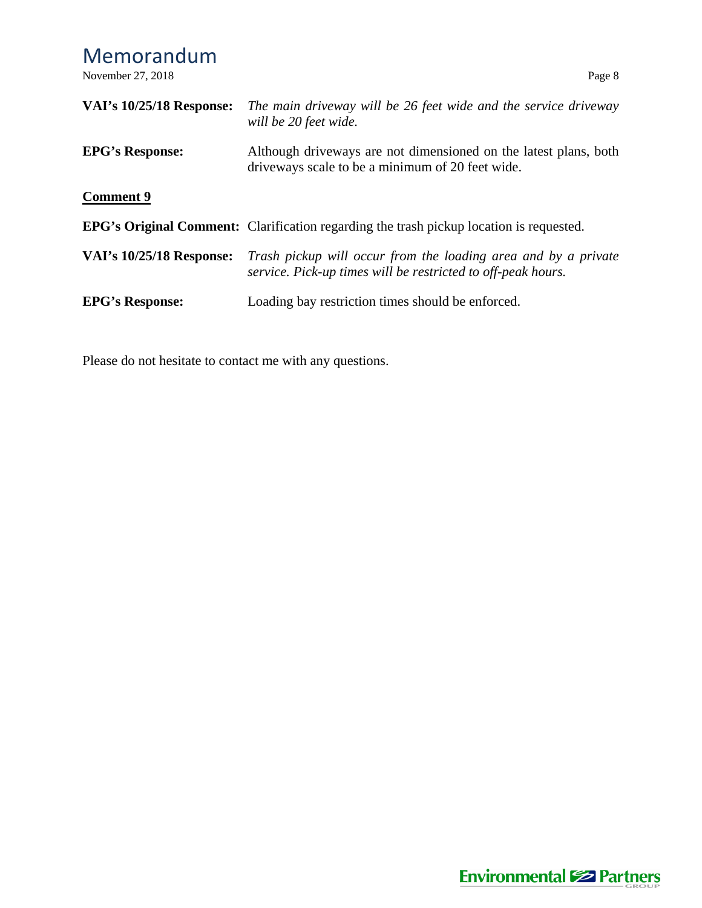**VAI's 10/25/18 Response:** *The main driveway will be 26 feet wide and the service driveway will be 20 feet wide.*

**EPG's Response:** Although driveways are not dimensioned on the latest plans, both driveways scale to be a minimum of 20 feet wide.

**Comment 9**

**EPG's Original Comment:** Clarification regarding the trash pickup location is requested.

**VAI's 10/25/18 Response:** *Trash pickup will occur from the loading area and by a private service. Pick-up times will be restricted to off-peak hours.*

**EPG's Response:** Loading bay restriction times should be enforced.

Please do not hesitate to contact me with any questions.